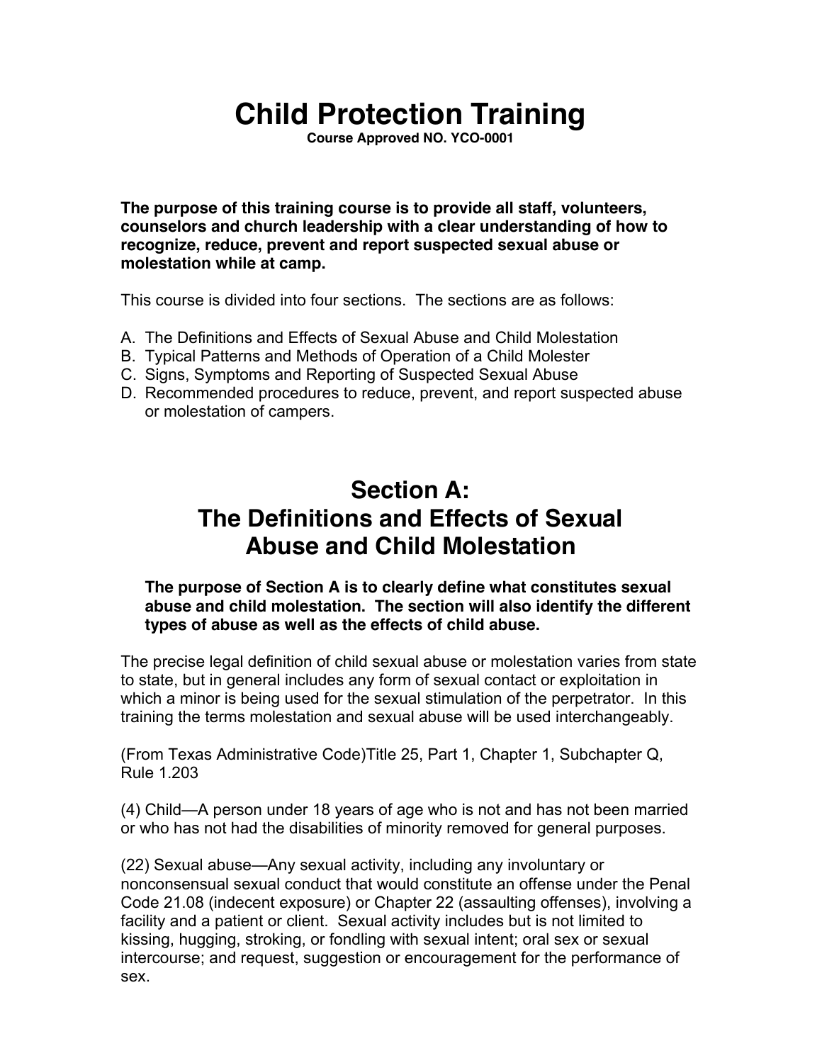# Child Protection Training

**Course Approved NO. YCO-0001**

**The purpose of this training course is to provide all staff, volunteers, counselors and church leadership with a clear understanding of how to recognize, reduce, prevent and report suspected sexual abuse or molestation while at camp.**

This course is divided into four sections. The sections are as follows:

A. The Definitions and Effects of Sexual Abuse and Child Molestation
B. Typical Patterns and Methods of Operation of a Child Molester
C. Signs, Symptoms and Reporting of Suspected Sexual Abuse
D. Recommended procedures to reduce, prevent, and report suspected abuse or molestation of campers.

## Section A: The Definitions and Effects of Sexual Abuse and Child Molestation

**The purpose of Section A is to clearly define what constitutes sexual abuse and child molestation. The section will also identify the different types of abuse as well as the effects of child abuse.**

The precise legal definition of child sexual abuse or molestation varies from state to state, but in general includes any form of sexual contact or exploitation in which a minor is being used for the sexual stimulation of the perpetrator. In this training the terms molestation and sexual abuse will be used interchangeably.

(From Texas Administrative Code)Title 25, Part 1, Chapter 1, Subchapter Q, Rule 1.203

(4) Child—A person under 18 years of age who is not and has not been married or who has not had the disabilities of minority removed for general purposes.

(22) Sexual abuse—Any sexual activity, including any involuntary or nonconsensual sexual conduct that would constitute an offense under the Penal Code 21.08 (indecent exposure) or Chapter 22 (assaulting offenses), involving a facility and a patient or client. Sexual activity includes but is not limited to kissing, hugging, stroking, or fondling with sexual intent; oral sex or sexual intercourse; and request, suggestion or encouragement for the performance of sex.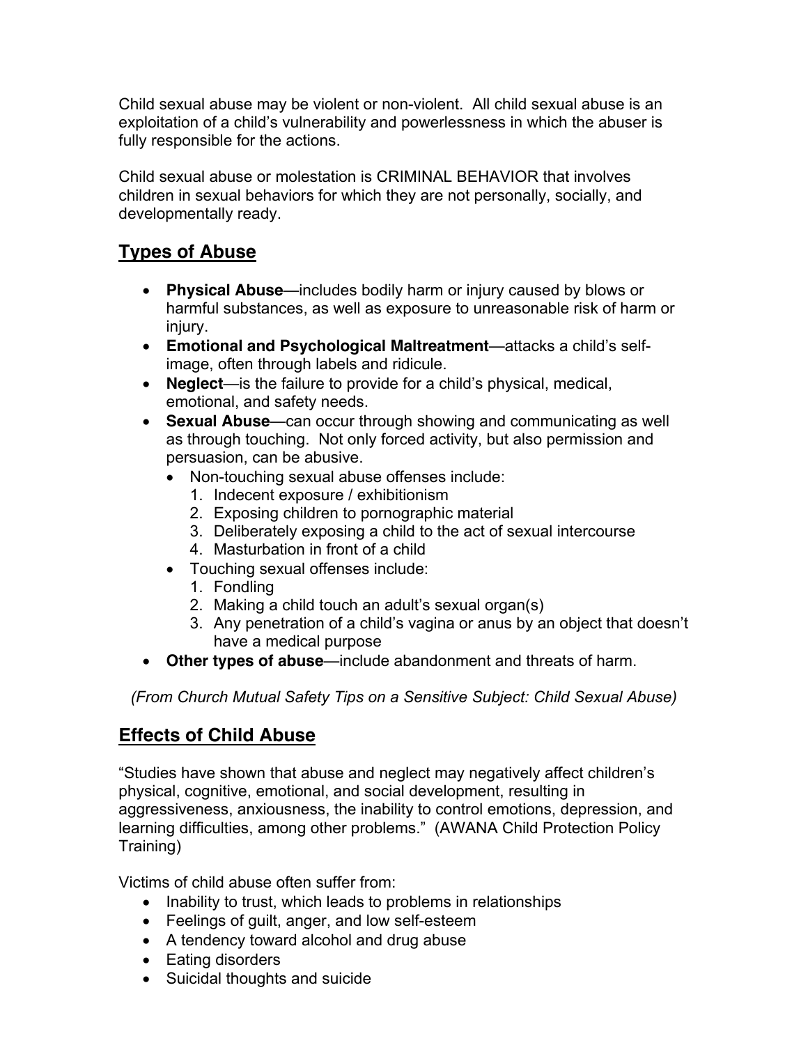Child sexual abuse may be violent or non-violent. All child sexual abuse is an exploitation of a child's vulnerability and powerlessness in which the abuser is fully responsible for the actions.

Child sexual abuse or molestation is CRIMINAL BEHAVIOR that involves children in sexual behaviors for which they are not personally, socially, and developmentally ready.

## Types of Abuse

- **Physical Abuse**—includes bodily harm or injury caused by blows or harmful substances, as well as exposure to unreasonable risk of harm or injury.
- **Emotional and Psychological Maltreatment**—attacks a child's self-image, often through labels and ridicule.
- **Neglect**—is the failure to provide for a child's physical, medical, emotional, and safety needs.
- **Sexual Abuse**—can occur through showing and communicating as well as through touching. Not only forced activity, but also permission and persuasion, can be abusive.
  - Non-touching sexual abuse offenses include:
    1. Indecent exposure / exhibitionism
    2. Exposing children to pornographic material
    3. Deliberately exposing a child to the act of sexual intercourse
    4. Masturbation in front of a child
  - Touching sexual offenses include:
    1. Fondling
    2. Making a child touch an adult's sexual organ(s)
    3. Any penetration of a child's vagina or anus by an object that doesn't have a medical purpose
- **Other types of abuse**—include abandonment and threats of harm.

*(From Church Mutual Safety Tips on a Sensitive Subject: Child Sexual Abuse)*

## Effects of Child Abuse

"Studies have shown that abuse and neglect may negatively affect children's physical, cognitive, emotional, and social development, resulting in aggressiveness, anxiousness, the inability to control emotions, depression, and learning difficulties, among other problems." (AWANA Child Protection Policy Training)

Victims of child abuse often suffer from:

- Inability to trust, which leads to problems in relationships
- Feelings of guilt, anger, and low self-esteem
- A tendency toward alcohol and drug abuse
- Eating disorders
- Suicidal thoughts and suicide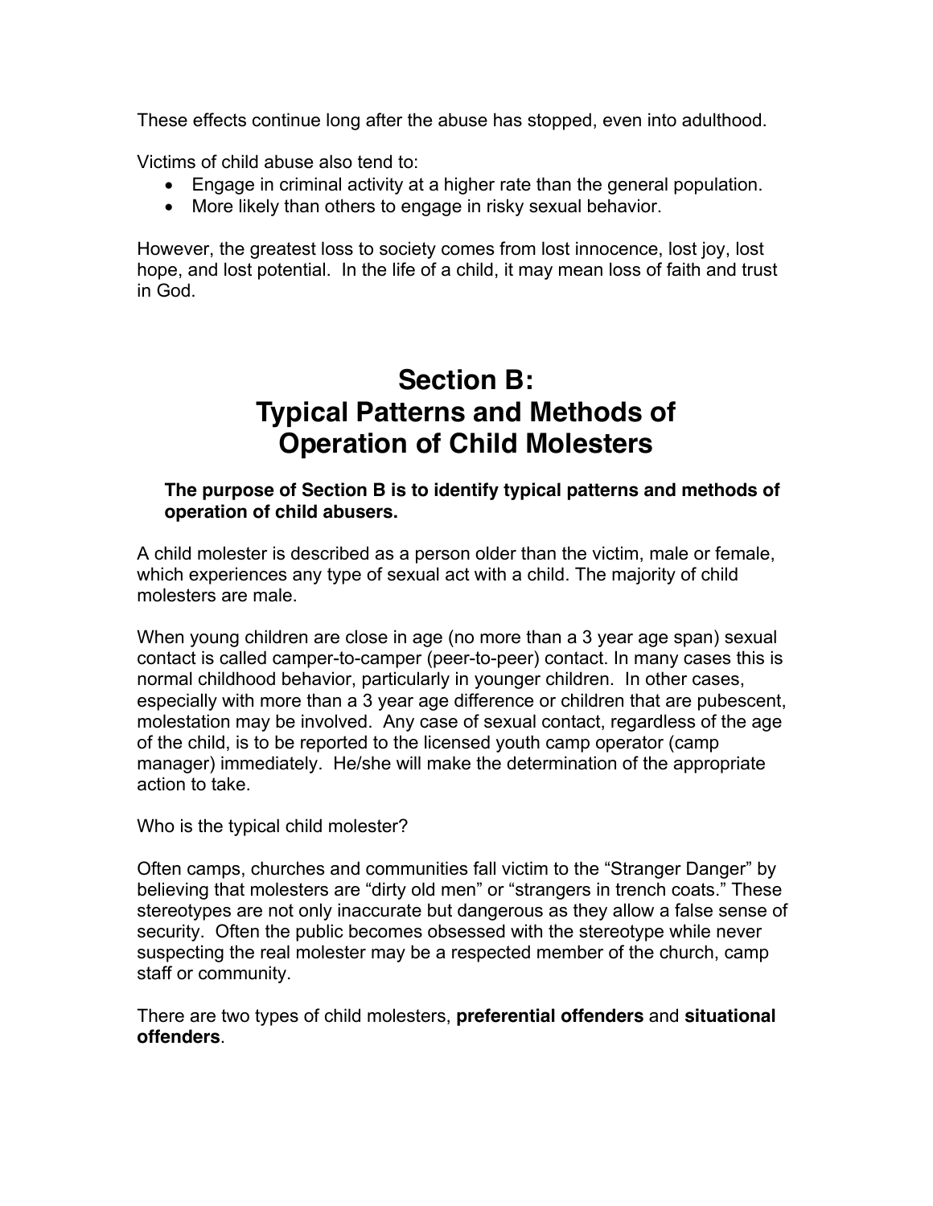These effects continue long after the abuse has stopped, even into adulthood.

Victims of child abuse also tend to:

- Engage in criminal activity at a higher rate than the general population.
- More likely than others to engage in risky sexual behavior.

However, the greatest loss to society comes from lost innocence, lost joy, lost hope, and lost potential. In the life of a child, it may mean loss of faith and trust in God.

# Section B: Typical Patterns and Methods of Operation of Child Molesters

**The purpose of Section B is to identify typical patterns and methods of operation of child abusers.**

A child molester is described as a person older than the victim, male or female, which experiences any type of sexual act with a child. The majority of child molesters are male.

When young children are close in age (no more than a 3 year age span) sexual contact is called camper-to-camper (peer-to-peer) contact. In many cases this is normal childhood behavior, particularly in younger children. In other cases, especially with more than a 3 year age difference or children that are pubescent, molestation may be involved. Any case of sexual contact, regardless of the age of the child, is to be reported to the licensed youth camp operator (camp manager) immediately. He/she will make the determination of the appropriate action to take.

Who is the typical child molester?

Often camps, churches and communities fall victim to the "Stranger Danger" by believing that molesters are "dirty old men" or "strangers in trench coats." These stereotypes are not only inaccurate but dangerous as they allow a false sense of security. Often the public becomes obsessed with the stereotype while never suspecting the real molester may be a respected member of the church, camp staff or community.

There are two types of child molesters, **preferential offenders** and **situational offenders**.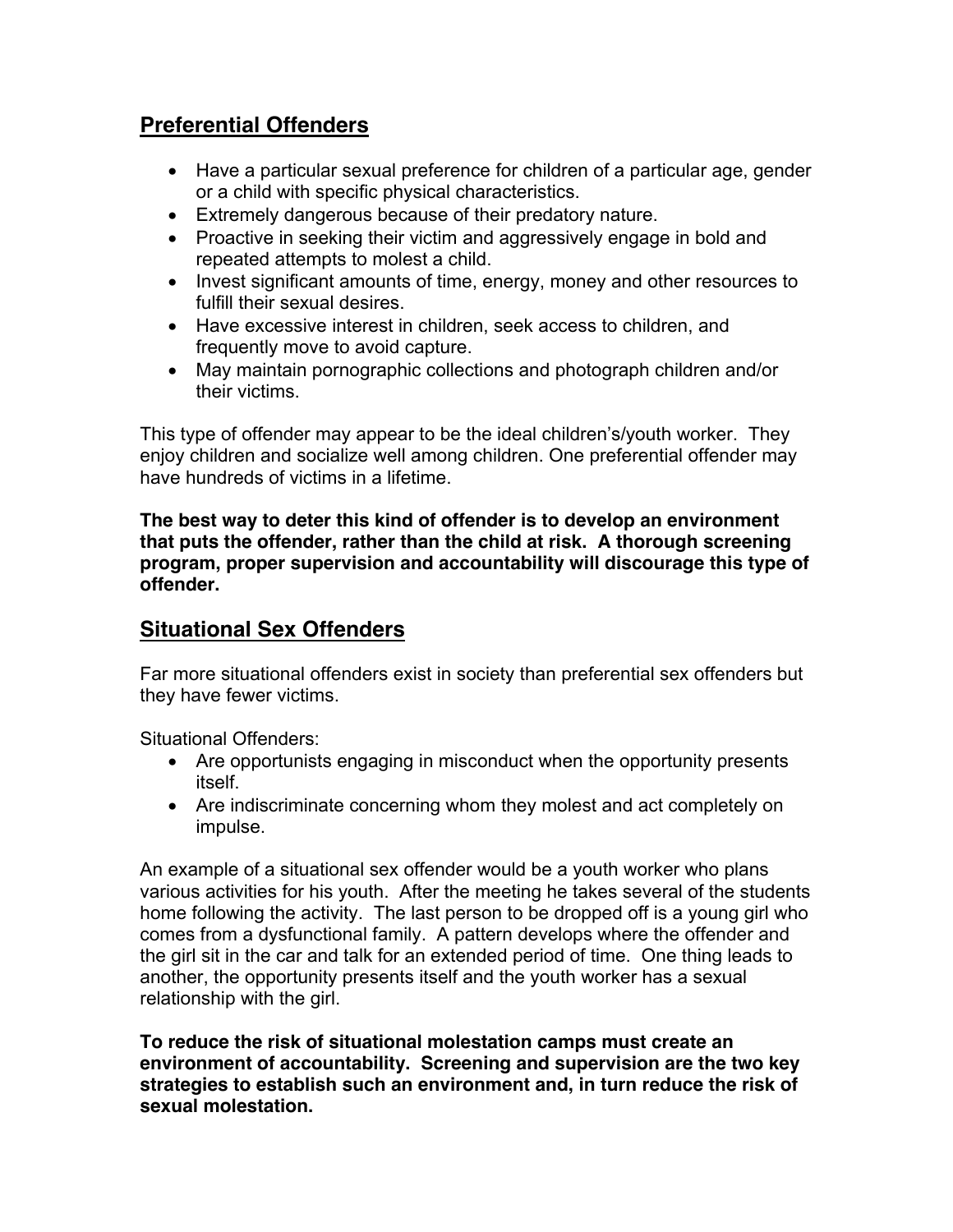## Preferential Offenders

- Have a particular sexual preference for children of a particular age, gender or a child with specific physical characteristics.
- Extremely dangerous because of their predatory nature.
- Proactive in seeking their victim and aggressively engage in bold and repeated attempts to molest a child.
- Invest significant amounts of time, energy, money and other resources to fulfill their sexual desires.
- Have excessive interest in children, seek access to children, and frequently move to avoid capture.
- May maintain pornographic collections and photograph children and/or their victims.

This type of offender may appear to be the ideal children's/youth worker. They enjoy children and socialize well among children. One preferential offender may have hundreds of victims in a lifetime.

**The best way to deter this kind of offender is to develop an environment that puts the offender, rather than the child at risk. A thorough screening program, proper supervision and accountability will discourage this type of offender.**

## Situational Sex Offenders

Far more situational offenders exist in society than preferential sex offenders but they have fewer victims.

Situational Offenders:

- Are opportunists engaging in misconduct when the opportunity presents itself.
- Are indiscriminate concerning whom they molest and act completely on impulse.

An example of a situational sex offender would be a youth worker who plans various activities for his youth. After the meeting he takes several of the students home following the activity. The last person to be dropped off is a young girl who comes from a dysfunctional family. A pattern develops where the offender and the girl sit in the car and talk for an extended period of time. One thing leads to another, the opportunity presents itself and the youth worker has a sexual relationship with the girl.

**To reduce the risk of situational molestation camps must create an environment of accountability. Screening and supervision are the two key strategies to establish such an environment and, in turn reduce the risk of sexual molestation.**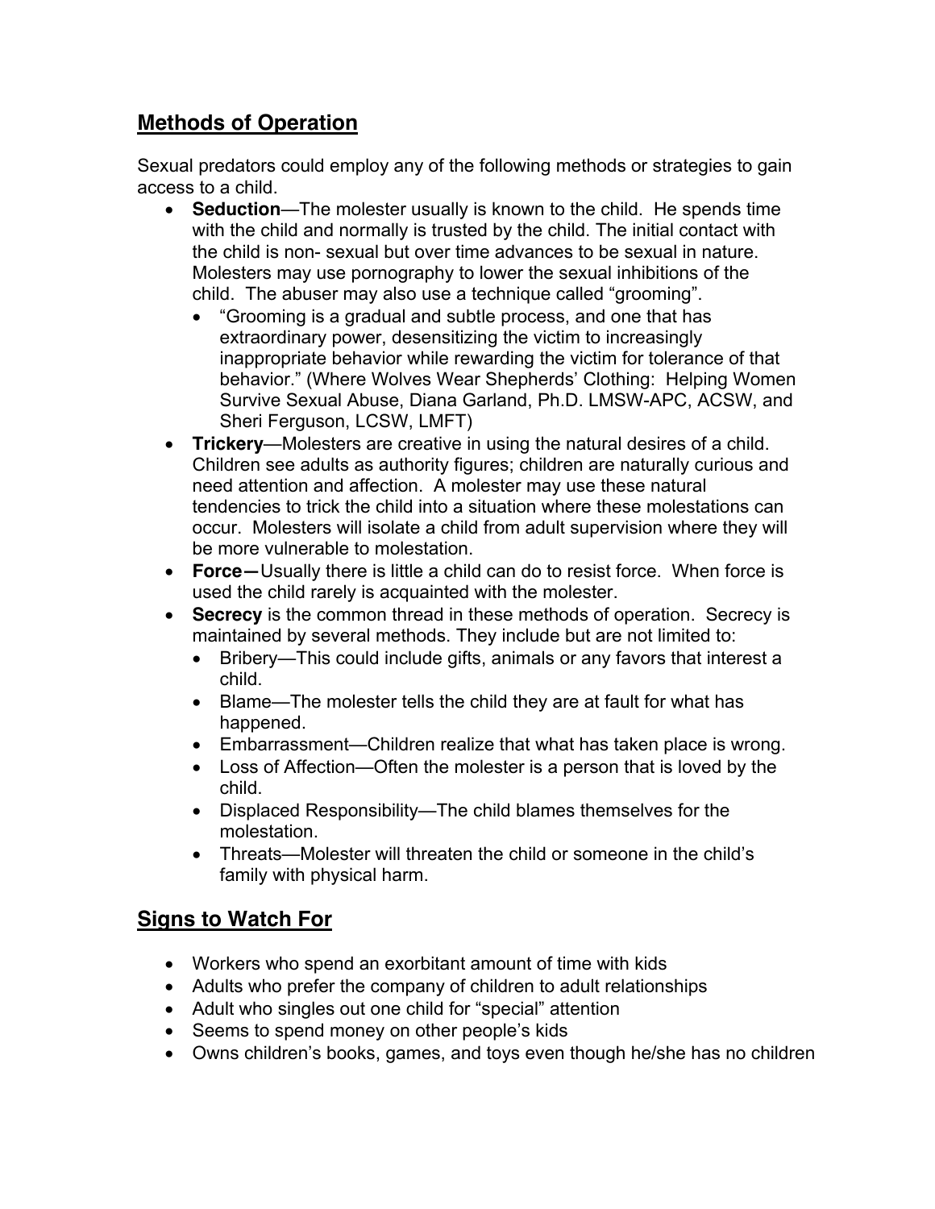## Methods of Operation

Sexual predators could employ any of the following methods or strategies to gain access to a child.

- **Seduction**—The molester usually is known to the child. He spends time with the child and normally is trusted by the child. The initial contact with the child is non- sexual but over time advances to be sexual in nature. Molesters may use pornography to lower the sexual inhibitions of the child. The abuser may also use a technique called "grooming".
  - "Grooming is a gradual and subtle process, and one that has extraordinary power, desensitizing the victim to increasingly inappropriate behavior while rewarding the victim for tolerance of that behavior." (Where Wolves Wear Shepherds' Clothing: Helping Women Survive Sexual Abuse, Diana Garland, Ph.D. LMSW-APC, ACSW, and Sheri Ferguson, LCSW, LMFT)
- **Trickery**—Molesters are creative in using the natural desires of a child. Children see adults as authority figures; children are naturally curious and need attention and affection. A molester may use these natural tendencies to trick the child into a situation where these molestations can occur. Molesters will isolate a child from adult supervision where they will be more vulnerable to molestation.
- **Force—**Usually there is little a child can do to resist force. When force is used the child rarely is acquainted with the molester.
- **Secrecy** is the common thread in these methods of operation. Secrecy is maintained by several methods. They include but are not limited to:
  - Bribery—This could include gifts, animals or any favors that interest a child.
  - Blame—The molester tells the child they are at fault for what has happened.
  - Embarrassment—Children realize that what has taken place is wrong.
  - Loss of Affection—Often the molester is a person that is loved by the child.
  - Displaced Responsibility—The child blames themselves for the molestation.
  - Threats—Molester will threaten the child or someone in the child's family with physical harm.

## Signs to Watch For

- Workers who spend an exorbitant amount of time with kids
- Adults who prefer the company of children to adult relationships
- Adult who singles out one child for "special" attention
- Seems to spend money on other people's kids
- Owns children's books, games, and toys even though he/she has no children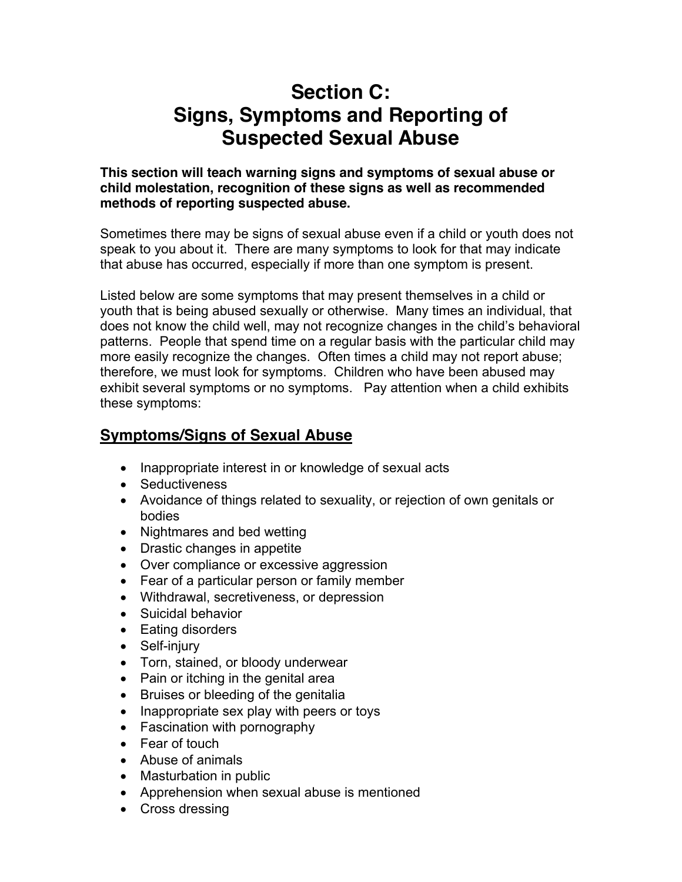# Section C:
# Signs, Symptoms and Reporting of Suspected Sexual Abuse

**This section will teach warning signs and symptoms of sexual abuse or child molestation, recognition of these signs as well as recommended methods of reporting suspected abuse.**

Sometimes there may be signs of sexual abuse even if a child or youth does not speak to you about it. There are many symptoms to look for that may indicate that abuse has occurred, especially if more than one symptom is present.

Listed below are some symptoms that may present themselves in a child or youth that is being abused sexually or otherwise. Many times an individual, that does not know the child well, may not recognize changes in the child's behavioral patterns. People that spend time on a regular basis with the particular child may more easily recognize the changes. Often times a child may not report abuse; therefore, we must look for symptoms. Children who have been abused may exhibit several symptoms or no symptoms. Pay attention when a child exhibits these symptoms:

## Symptoms/Signs of Sexual Abuse

- Inappropriate interest in or knowledge of sexual acts
- Seductiveness
- Avoidance of things related to sexuality, or rejection of own genitals or bodies
- Nightmares and bed wetting
- Drastic changes in appetite
- Over compliance or excessive aggression
- Fear of a particular person or family member
- Withdrawal, secretiveness, or depression
- Suicidal behavior
- Eating disorders
- Self-injury
- Torn, stained, or bloody underwear
- Pain or itching in the genital area
- Bruises or bleeding of the genitalia
- Inappropriate sex play with peers or toys
- Fascination with pornography
- Fear of touch
- Abuse of animals
- Masturbation in public
- Apprehension when sexual abuse is mentioned
- Cross dressing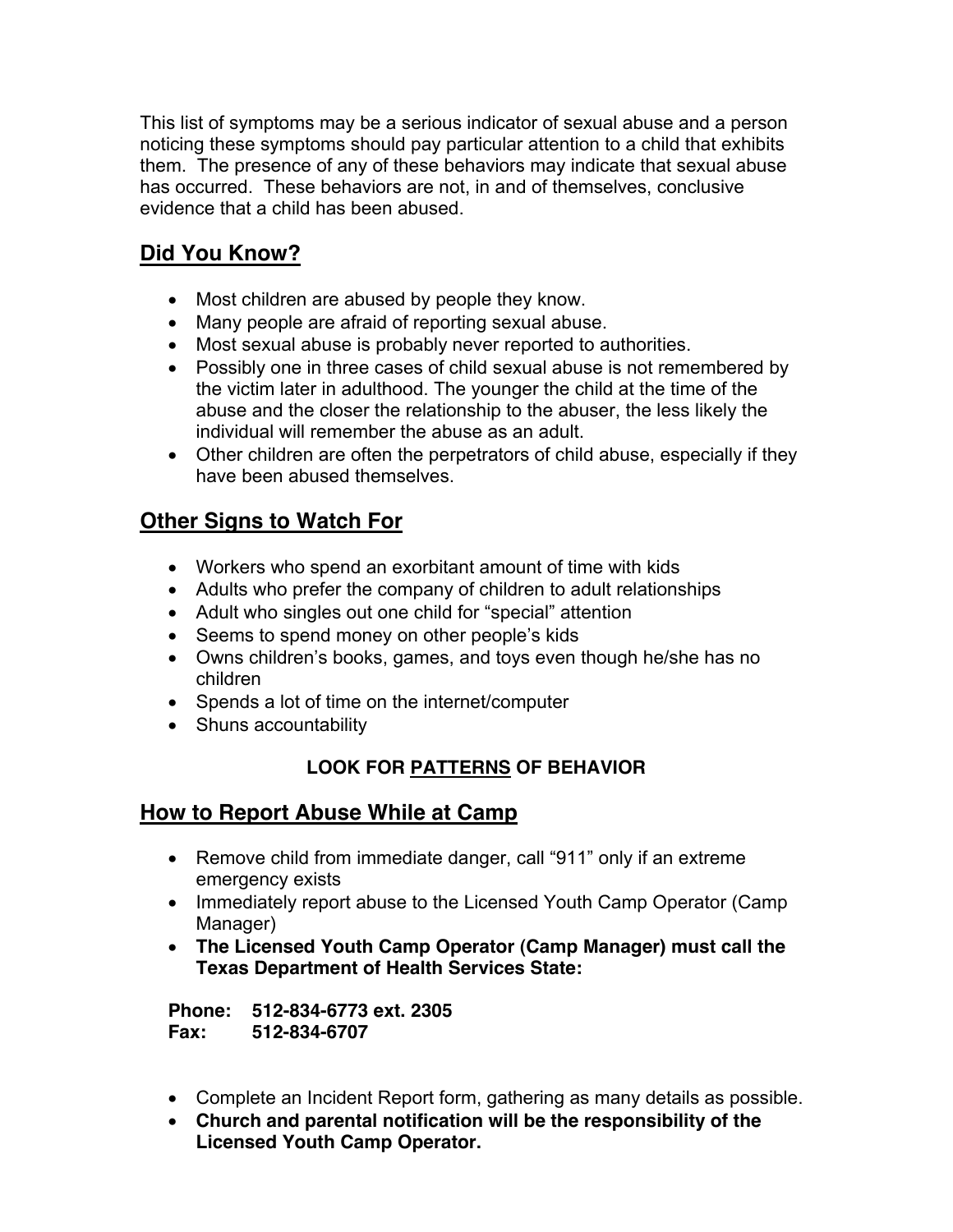This list of symptoms may be a serious indicator of sexual abuse and a person noticing these symptoms should pay particular attention to a child that exhibits them. The presence of any of these behaviors may indicate that sexual abuse has occurred. These behaviors are not, in and of themselves, conclusive evidence that a child has been abused.

## Did You Know?

- Most children are abused by people they know.
- Many people are afraid of reporting sexual abuse.
- Most sexual abuse is probably never reported to authorities.
- Possibly one in three cases of child sexual abuse is not remembered by the victim later in adulthood. The younger the child at the time of the abuse and the closer the relationship to the abuser, the less likely the individual will remember the abuse as an adult.
- Other children are often the perpetrators of child abuse, especially if they have been abused themselves.

## Other Signs to Watch For

- Workers who spend an exorbitant amount of time with kids
- Adults who prefer the company of children to adult relationships
- Adult who singles out one child for "special" attention
- Seems to spend money on other people's kids
- Owns children's books, games, and toys even though he/she has no children
- Spends a lot of time on the internet/computer
- Shuns accountability

**LOOK FOR PATTERNS OF BEHAVIOR**

## How to Report Abuse While at Camp

- Remove child from immediate danger, call "911" only if an extreme emergency exists
- Immediately report abuse to the Licensed Youth Camp Operator (Camp Manager)
- **The Licensed Youth Camp Operator (Camp Manager) must call the Texas Department of Health Services State:**

**Phone: 512-834-6773 ext. 2305**
**Fax: 512-834-6707**

- Complete an Incident Report form, gathering as many details as possible.
- **Church and parental notification will be the responsibility of the Licensed Youth Camp Operator.**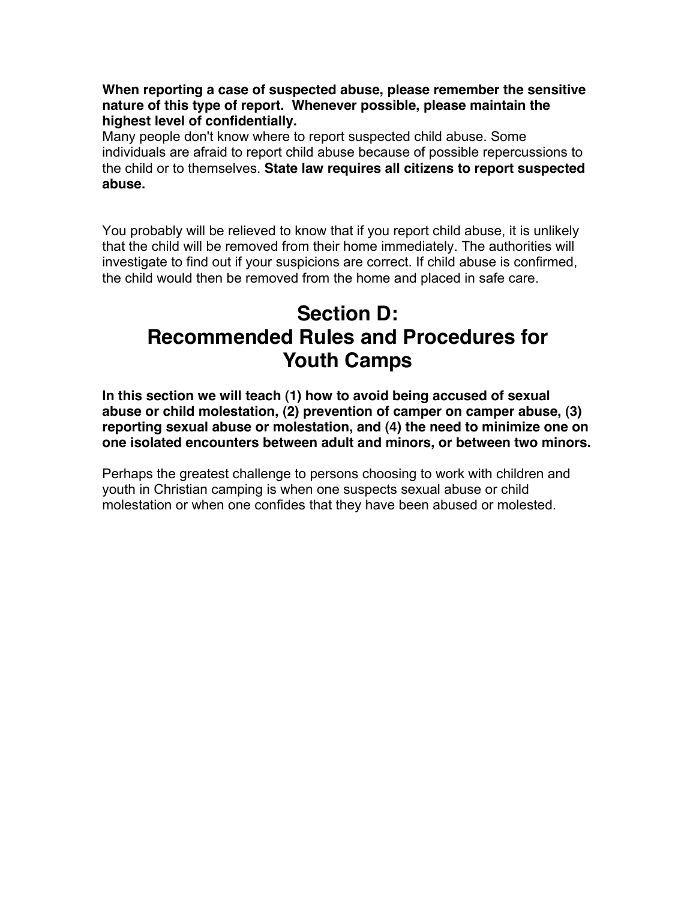**When reporting a case of suspected abuse, please remember the sensitive nature of this type of report. Whenever possible, please maintain the highest level of confidentially.**

Many people don't know where to report suspected child abuse. Some individuals are afraid to report child abuse because of possible repercussions to the child or to themselves. **State law requires all citizens to report suspected abuse.**

You probably will be relieved to know that if you report child abuse, it is unlikely that the child will be removed from their home immediately. The authorities will investigate to find out if your suspicions are correct. If child abuse is confirmed, the child would then be removed from the home and placed in safe care.

# Section D: Recommended Rules and Procedures for Youth Camps

**In this section we will teach (1) how to avoid being accused of sexual abuse or child molestation, (2) prevention of camper on camper abuse, (3) reporting sexual abuse or molestation, and (4) the need to minimize one on one isolated encounters between adult and minors, or between two minors.**

Perhaps the greatest challenge to persons choosing to work with children and youth in Christian camping is when one suspects sexual abuse or child molestation or when one confides that they have been abused or molested.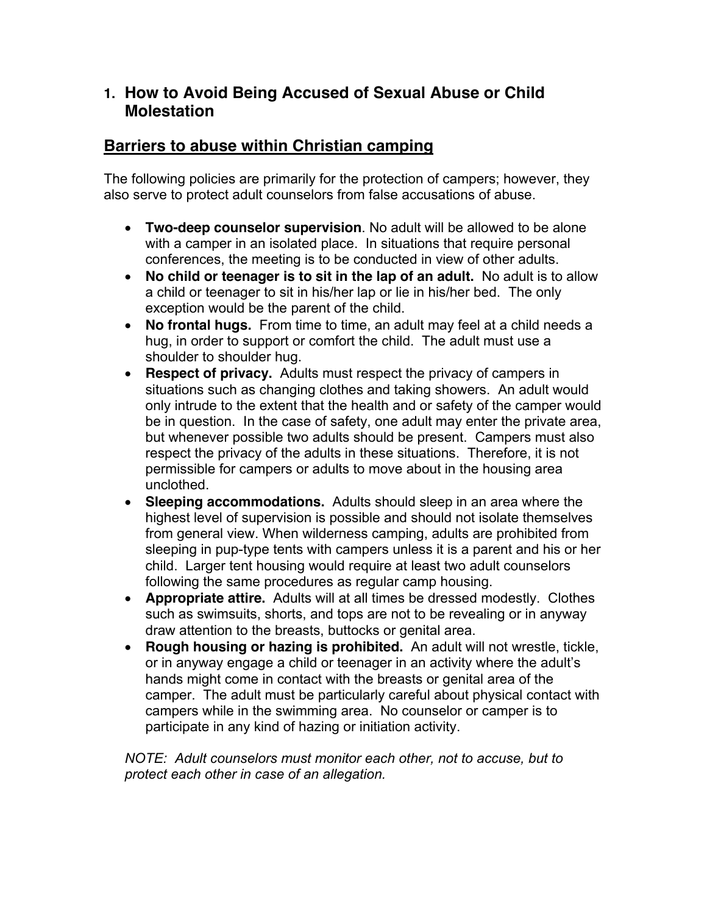## 1. How to Avoid Being Accused of Sexual Abuse or Child Molestation

## Barriers to abuse within Christian camping

The following policies are primarily for the protection of campers; however, they also serve to protect adult counselors from false accusations of abuse.

- **Two-deep counselor supervision**. No adult will be allowed to be alone with a camper in an isolated place. In situations that require personal conferences, the meeting is to be conducted in view of other adults.
- **No child or teenager is to sit in the lap of an adult.** No adult is to allow a child or teenager to sit in his/her lap or lie in his/her bed. The only exception would be the parent of the child.
- **No frontal hugs.** From time to time, an adult may feel at a child needs a hug, in order to support or comfort the child. The adult must use a shoulder to shoulder hug.
- **Respect of privacy.** Adults must respect the privacy of campers in situations such as changing clothes and taking showers. An adult would only intrude to the extent that the health and or safety of the camper would be in question. In the case of safety, one adult may enter the private area, but whenever possible two adults should be present. Campers must also respect the privacy of the adults in these situations. Therefore, it is not permissible for campers or adults to move about in the housing area unclothed.
- **Sleeping accommodations.** Adults should sleep in an area where the highest level of supervision is possible and should not isolate themselves from general view. When wilderness camping, adults are prohibited from sleeping in pup-type tents with campers unless it is a parent and his or her child. Larger tent housing would require at least two adult counselors following the same procedures as regular camp housing.
- **Appropriate attire.** Adults will at all times be dressed modestly. Clothes such as swimsuits, shorts, and tops are not to be revealing or in anyway draw attention to the breasts, buttocks or genital area.
- **Rough housing or hazing is prohibited.** An adult will not wrestle, tickle, or in anyway engage a child or teenager in an activity where the adult's hands might come in contact with the breasts or genital area of the camper. The adult must be particularly careful about physical contact with campers while in the swimming area. No counselor or camper is to participate in any kind of hazing or initiation activity.

*NOTE: Adult counselors must monitor each other, not to accuse, but to protect each other in case of an allegation.*